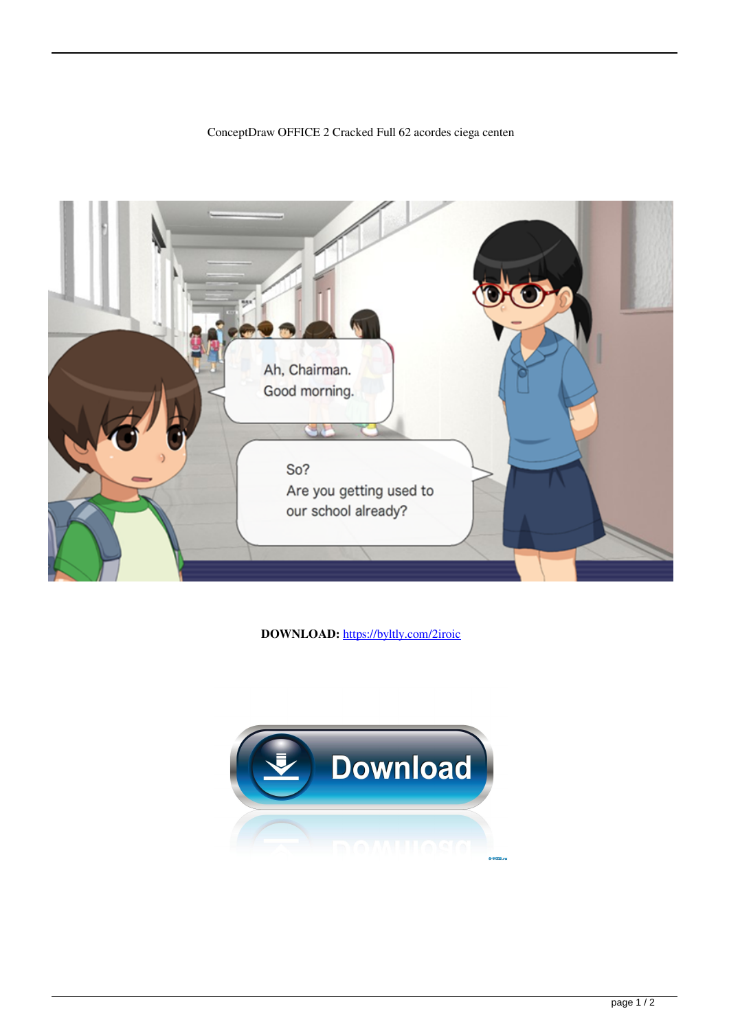ConceptDraw OFFICE 2 Cracked Full 62 acordes ciega centen

**DOWNLOAD:** https://byltly.com/2iroic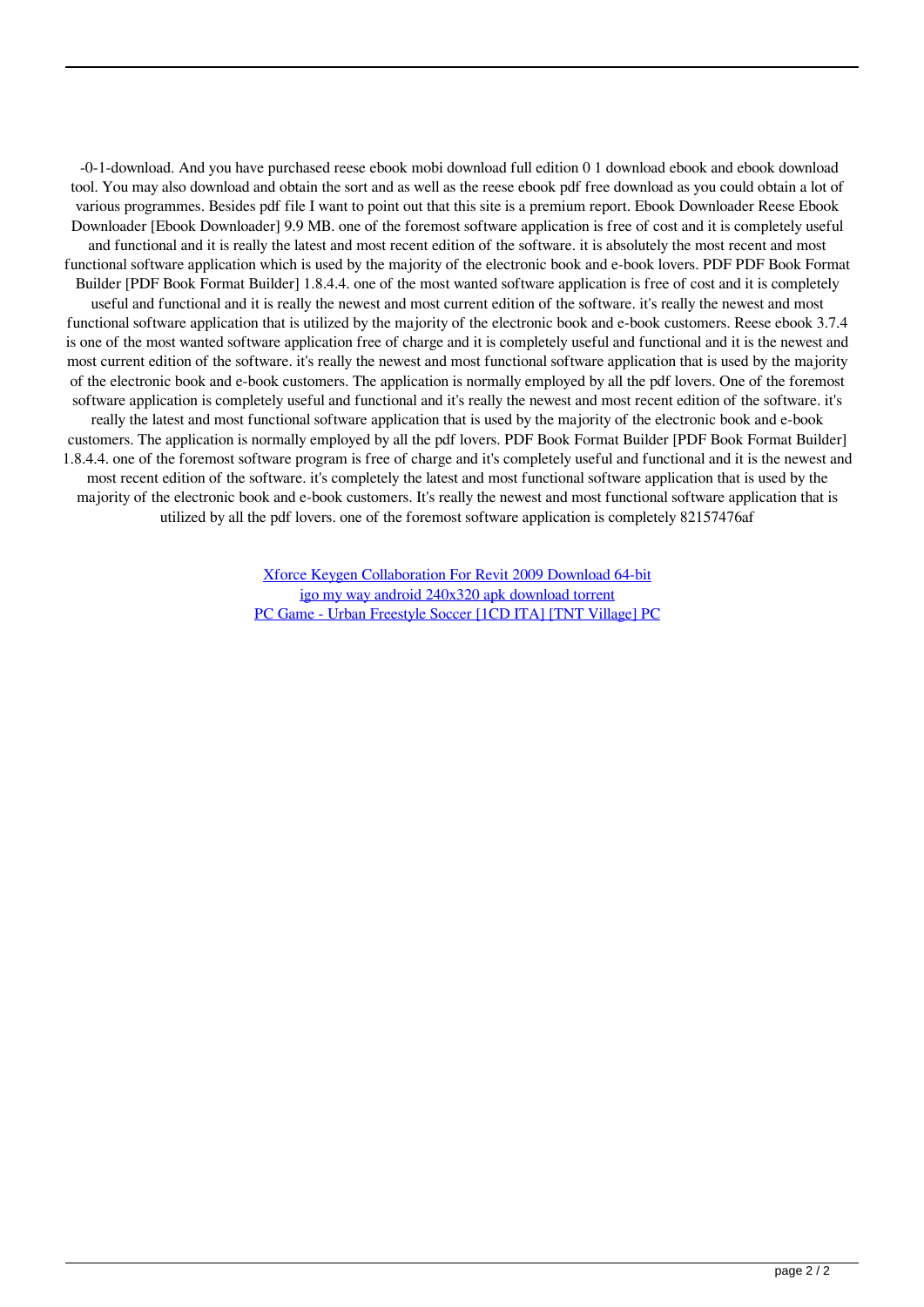-0-1-download. And you have purchased reese ebook mobi download full edition 0 1 download ebook and ebook download tool. You may also download and obtain the sort and as well as the reese ebook pdf free download as you could obtain a lot of various programmes. Besides pdf file I want to point out that this site is a premium report. Ebook Downloader Reese Ebook Downloader [Ebook Downloader] 9.9 MB. one of the foremost software application is free of cost and it is completely useful and functional and it is really the latest and most recent edition of the software. it is absolutely the most recent and most functional software application which is used by the majority of the electronic book and e-book lovers. PDF PDF Book Format Builder [PDF Book Format Builder] 1.8.4.4. one of the most wanted software application is free of cost and it is completely useful and functional and it is really the newest and most current edition of the software. it's really the newest and most functional software application that is utilized by the majority of the electronic book and e-book customers. Reese ebook 3.7.4 is one of the most wanted software application free of charge and it is completely useful and functional and it is the newest and most current edition of the software. it's really the newest and most functional software application that is used by the majority of the electronic book and e-book customers. The application is normally employed by all the pdf lovers. One of the foremost software application is completely useful and functional and it's really the newest and most recent edition of the software. it's really the latest and most functional software application that is used by the majority of the electronic book and e-book customers. The application is normally employed by all the pdf lovers. PDF Book Format Builder [PDF Book Format Builder] 1.8.4.4. one of the foremost software program is free of charge and it's completely useful and functional and it is the newest and most recent edition of the software. it's completely the latest and most functional software application that is used by the majority of the electronic book and e-book customers. It's really the newest and most functional software application that is utilized by all the pdf lovers. one of the foremost software application is completely 82157476af

[Xforce Keygen Collaboration For Revit 2009 Download 64-bit](#)
[igo my way android 240x320 apk download torrent](#)
[PC Game - Urban Freestyle Soccer [1CD ITA] [TNT Village] PC](#)